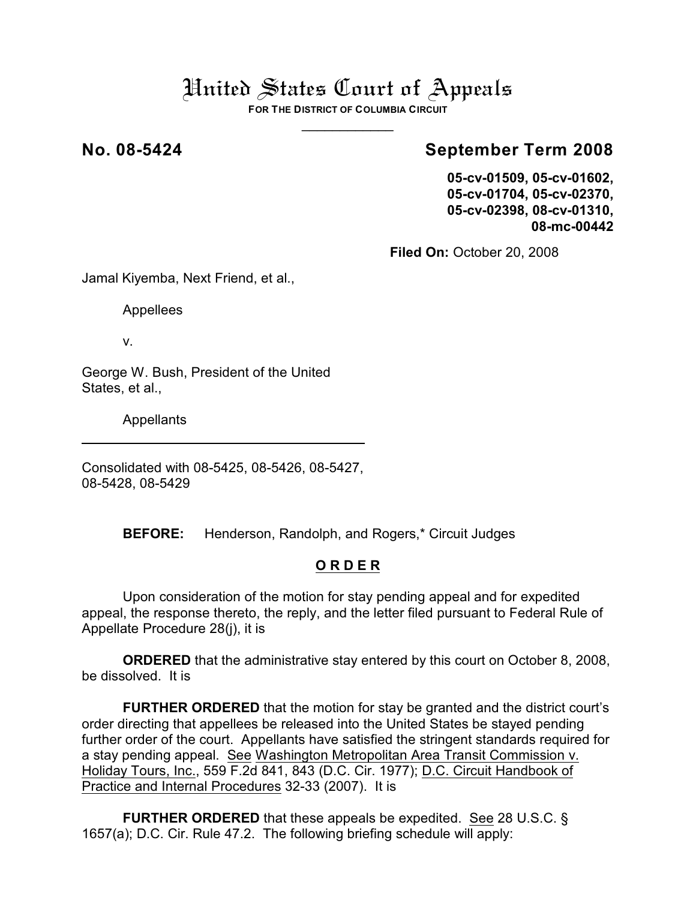# United States Court of Appeals

**FOR THE DISTRICT OF COLUMBIA CIRCUIT**

---

**No. 08-5424** **September Term 2008**

**05-cv-01509, 05-cv-01602, 05-cv-01704, 05-cv-02370, 05-cv-02398, 08-cv-01310, 08-mc-00442**

**Filed On:** October 20, 2008

Jamal Kiyemba, Next Friend, et al.,

Appellees

v.

George W. Bush, President of the United States, et al.,

Appellants

---

Consolidated with 08-5425, 08-5426, 08-5427, 08-5428, 08-5429

**BEFORE:** Henderson, Randolph, and Rogers,* Circuit Judges

## O R D E R

Upon consideration of the motion for stay pending appeal and for expedited appeal, the response thereto, the reply, and the letter filed pursuant to Federal Rule of Appellate Procedure 28(j), it is

**ORDERED** that the administrative stay entered by this court on October 8, 2008, be dissolved. It is

**FURTHER ORDERED** that the motion for stay be granted and the district court's order directing that appellees be released into the United States be stayed pending further order of the court. Appellants have satisfied the stringent standards required for a stay pending appeal. See Washington Metropolitan Area Transit Commission v. Holiday Tours, Inc., 559 F.2d 841, 843 (D.C. Cir. 1977); D.C. Circuit Handbook of Practice and Internal Procedures 32-33 (2007). It is

**FURTHER ORDERED** that these appeals be expedited. See 28 U.S.C. § 1657(a); D.C. Cir. Rule 47.2. The following briefing schedule will apply: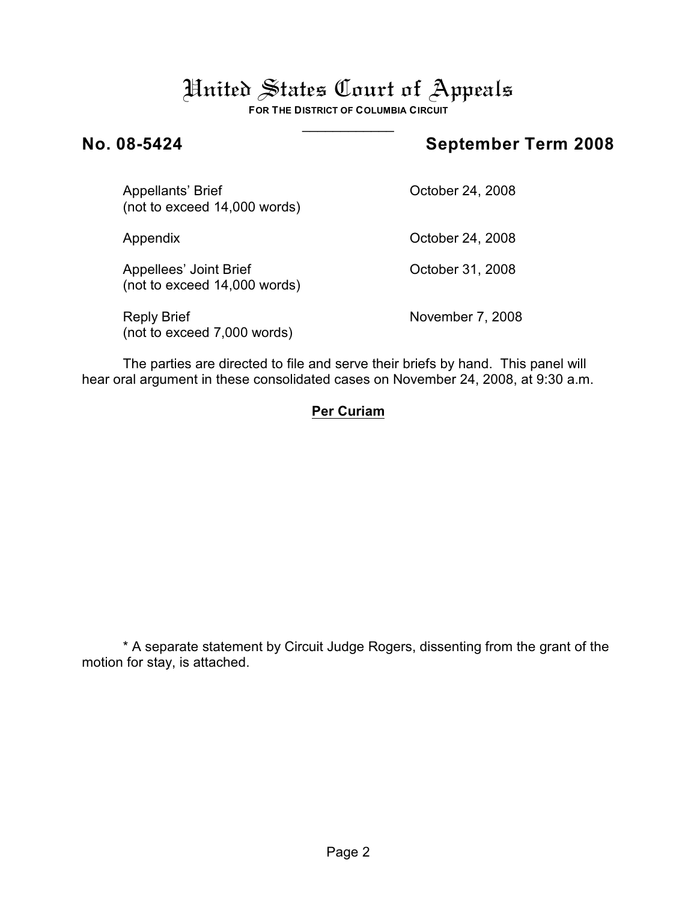# United States Court of Appeals

**FOR THE DISTRICT OF COLUMBIA CIRCUIT**

**No. 08-5424 September Term 2008**

| | |
|---|---|
| Appellants' Brief (not to exceed 14,000 words) | October 24, 2008 |
| Appendix | October 24, 2008 |
| Appellees' Joint Brief (not to exceed 14,000 words) | October 31, 2008 |
| Reply Brief (not to exceed 7,000 words) | November 7, 2008 |

The parties are directed to file and serve their briefs by hand. This panel will hear oral argument in these consolidated cases on November 24, 2008, at 9:30 a.m.

**Per Curiam**

\* A separate statement by Circuit Judge Rogers, dissenting from the grant of the motion for stay, is attached.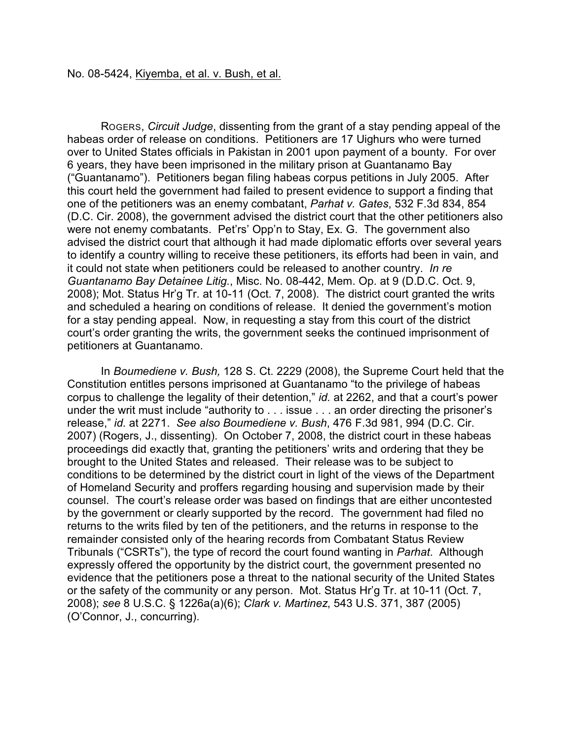No. 08-5424, Kiyemba, et al. v. Bush, et al.

ROGERS, *Circuit Judge*, dissenting from the grant of a stay pending appeal of the habeas order of release on conditions. Petitioners are 17 Uighurs who were turned over to United States officials in Pakistan in 2001 upon payment of a bounty. For over 6 years, they have been imprisoned in the military prison at Guantanamo Bay ("Guantanamo"). Petitioners began filing habeas corpus petitions in July 2005. After this court held the government had failed to present evidence to support a finding that one of the petitioners was an enemy combatant, *Parhat v. Gates*, 532 F.3d 834, 854 (D.C. Cir. 2008), the government advised the district court that the other petitioners also were not enemy combatants. Pet'rs' Opp'n to Stay, Ex. G. The government also advised the district court that although it had made diplomatic efforts over several years to identify a country willing to receive these petitioners, its efforts had been in vain, and it could not state when petitioners could be released to another country. *In re Guantanamo Bay Detainee Litig.*, Misc. No. 08-442, Mem. Op. at 9 (D.D.C. Oct. 9, 2008); Mot. Status Hr'g Tr. at 10-11 (Oct. 7, 2008). The district court granted the writs and scheduled a hearing on conditions of release. It denied the government's motion for a stay pending appeal. Now, in requesting a stay from this court of the district court's order granting the writs, the government seeks the continued imprisonment of petitioners at Guantanamo.

In *Boumediene v. Bush,* 128 S. Ct. 2229 (2008), the Supreme Court held that the Constitution entitles persons imprisoned at Guantanamo "to the privilege of habeas corpus to challenge the legality of their detention," *id.* at 2262, and that a court's power under the writ must include "authority to . . . issue . . . an order directing the prisoner's release," *id.* at 2271. *See also Boumediene v. Bush*, 476 F.3d 981, 994 (D.C. Cir. 2007) (Rogers, J., dissenting). On October 7, 2008, the district court in these habeas proceedings did exactly that, granting the petitioners' writs and ordering that they be brought to the United States and released. Their release was to be subject to conditions to be determined by the district court in light of the views of the Department of Homeland Security and proffers regarding housing and supervision made by their counsel. The court's release order was based on findings that are either uncontested by the government or clearly supported by the record. The government had filed no returns to the writs filed by ten of the petitioners, and the returns in response to the remainder consisted only of the hearing records from Combatant Status Review Tribunals ("CSRTs"), the type of record the court found wanting in *Parhat*. Although expressly offered the opportunity by the district court, the government presented no evidence that the petitioners pose a threat to the national security of the United States or the safety of the community or any person. Mot. Status Hr'g Tr. at 10-11 (Oct. 7, 2008); *see* 8 U.S.C. § 1226a(a)(6); *Clark v. Martinez*, 543 U.S. 371, 387 (2005) (O'Connor, J., concurring).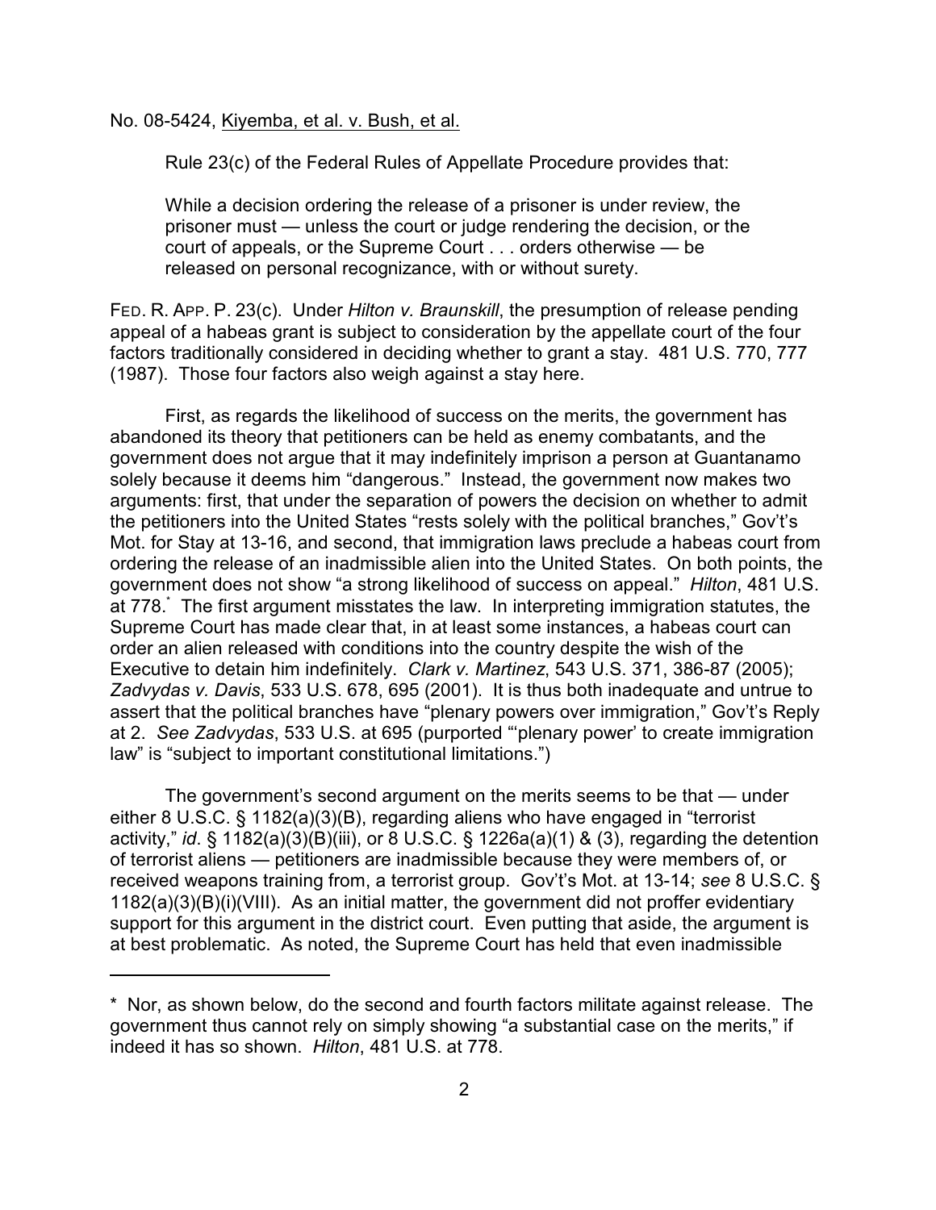No. 08-5424, Kiyemba, et al. v. Bush, et al.

> Rule 23(c) of the Federal Rules of Appellate Procedure provides that:
>
> While a decision ordering the release of a prisoner is under review, the prisoner must — unless the court or judge rendering the decision, or the court of appeals, or the Supreme Court . . . orders otherwise — be released on personal recognizance, with or without surety.

FED. R. APP. P. 23(c). Under *Hilton v. Braunskill*, the presumption of release pending appeal of a habeas grant is subject to consideration by the appellate court of the four factors traditionally considered in deciding whether to grant a stay. 481 U.S. 770, 777 (1987). Those four factors also weigh against a stay here.

First, as regards the likelihood of success on the merits, the government has abandoned its theory that petitioners can be held as enemy combatants, and the government does not argue that it may indefinitely imprison a person at Guantanamo solely because it deems him "dangerous." Instead, the government now makes two arguments: first, that under the separation of powers the decision on whether to admit the petitioners into the United States "rests solely with the political branches," Gov't's Mot. for Stay at 13-16, and second, that immigration laws preclude a habeas court from ordering the release of an inadmissible alien into the United States. On both points, the government does not show "a strong likelihood of success on appeal." *Hilton*, 481 U.S. at 778.* The first argument misstates the law. In interpreting immigration statutes, the Supreme Court has made clear that, in at least some instances, a habeas court can order an alien released with conditions into the country despite the wish of the Executive to detain him indefinitely. *Clark v. Martinez*, 543 U.S. 371, 386-87 (2005); *Zadvydas v. Davis*, 533 U.S. 678, 695 (2001). It is thus both inadequate and untrue to assert that the political branches have "plenary powers over immigration," Gov't's Reply at 2. *See Zadvydas*, 533 U.S. at 695 (purported "'plenary power' to create immigration law" is "subject to important constitutional limitations.")

The government's second argument on the merits seems to be that — under either 8 U.S.C. § 1182(a)(3)(B), regarding aliens who have engaged in "terrorist activity," *id*. § 1182(a)(3)(B)(iii), or 8 U.S.C. § 1226a(a)(1) & (3), regarding the detention of terrorist aliens — petitioners are inadmissible because they were members of, or received weapons training from, a terrorist group. Gov't's Mot. at 13-14; *see* 8 U.S.C. § 1182(a)(3)(B)(i)(VIII). As an initial matter, the government did not proffer evidentiary support for this argument in the district court. Even putting that aside, the argument is at best problematic. As noted, the Supreme Court has held that even inadmissible

---

\* Nor, as shown below, do the second and fourth factors militate against release. The government thus cannot rely on simply showing "a substantial case on the merits," if indeed it has so shown. *Hilton*, 481 U.S. at 778.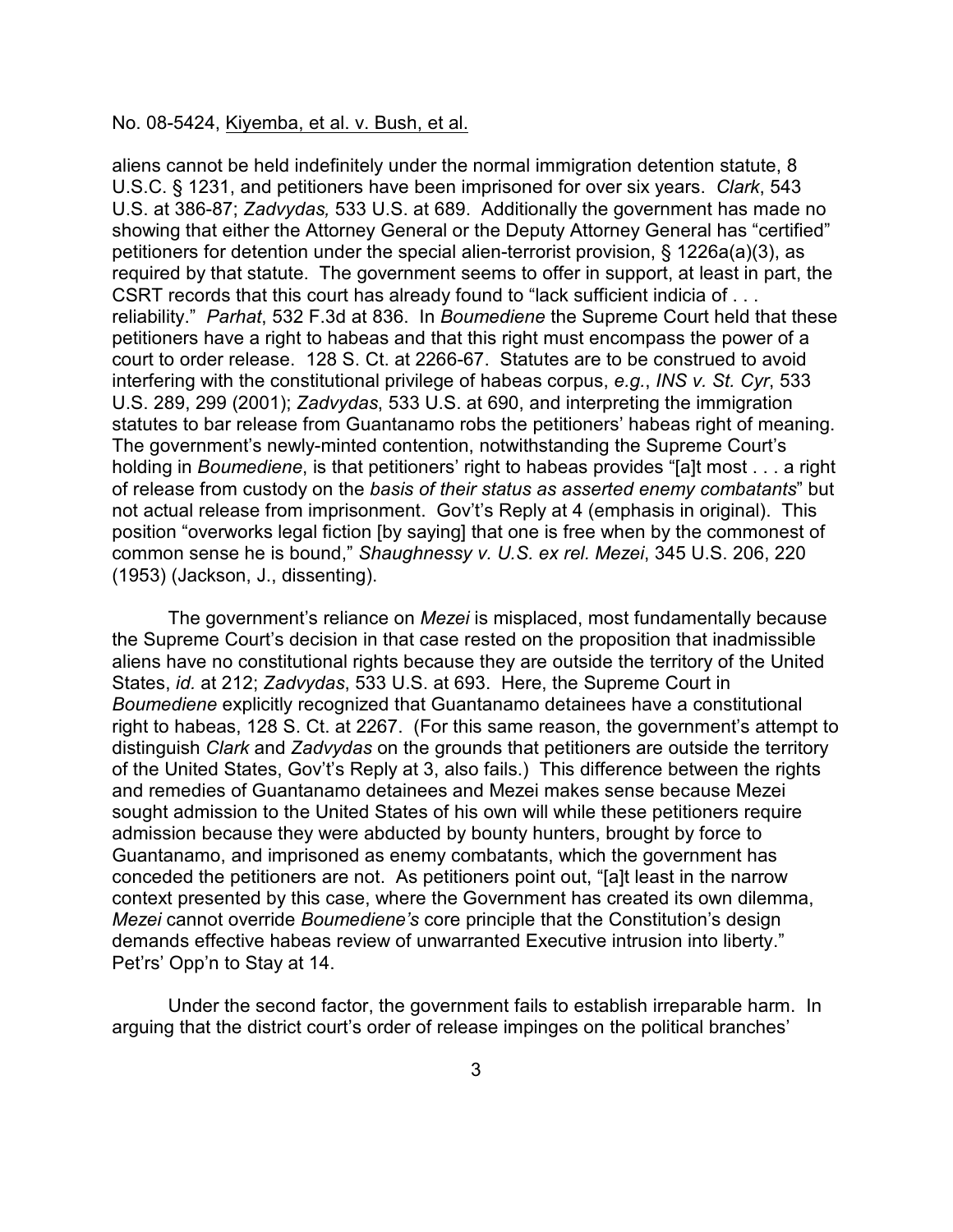aliens cannot be held indefinitely under the normal immigration detention statute, 8 U.S.C. § 1231, and petitioners have been imprisoned for over six years. *Clark*, 543 U.S. at 386-87; *Zadvydas,* 533 U.S. at 689. Additionally the government has made no showing that either the Attorney General or the Deputy Attorney General has "certified" petitioners for detention under the special alien-terrorist provision, § 1226a(a)(3), as required by that statute. The government seems to offer in support, at least in part, the CSRT records that this court has already found to "lack sufficient indicia of . . . reliability." *Parhat*, 532 F.3d at 836. In *Boumediene* the Supreme Court held that these petitioners have a right to habeas and that this right must encompass the power of a court to order release. 128 S. Ct. at 2266-67. Statutes are to be construed to avoid interfering with the constitutional privilege of habeas corpus, *e.g.*, *INS v. St. Cyr*, 533 U.S. 289, 299 (2001); *Zadvydas*, 533 U.S. at 690, and interpreting the immigration statutes to bar release from Guantanamo robs the petitioners' habeas right of meaning. The government's newly-minted contention, notwithstanding the Supreme Court's holding in *Boumediene*, is that petitioners' right to habeas provides "[a]t most . . . a right of release from custody on the *basis of their status as asserted enemy combatants*" but not actual release from imprisonment. Gov't's Reply at 4 (emphasis in original). This position "overworks legal fiction [by saying] that one is free when by the commonest of common sense he is bound," *Shaughnessy v. U.S. ex rel. Mezei*, 345 U.S. 206, 220 (1953) (Jackson, J., dissenting).

The government's reliance on *Mezei* is misplaced, most fundamentally because the Supreme Court's decision in that case rested on the proposition that inadmissible aliens have no constitutional rights because they are outside the territory of the United States, *id.* at 212; *Zadvydas*, 533 U.S. at 693. Here, the Supreme Court in *Boumediene* explicitly recognized that Guantanamo detainees have a constitutional right to habeas, 128 S. Ct. at 2267. (For this same reason, the government's attempt to distinguish *Clark* and *Zadvydas* on the grounds that petitioners are outside the territory of the United States, Gov't's Reply at 3, also fails.) This difference between the rights and remedies of Guantanamo detainees and Mezei makes sense because Mezei sought admission to the United States of his own will while these petitioners require admission because they were abducted by bounty hunters, brought by force to Guantanamo, and imprisoned as enemy combatants, which the government has conceded the petitioners are not. As petitioners point out, "[a]t least in the narrow context presented by this case, where the Government has created its own dilemma, *Mezei* cannot override *Boumediene's* core principle that the Constitution's design demands effective habeas review of unwarranted Executive intrusion into liberty." Pet'rs' Opp'n to Stay at 14.

Under the second factor, the government fails to establish irreparable harm. In arguing that the district court's order of release impinges on the political branches'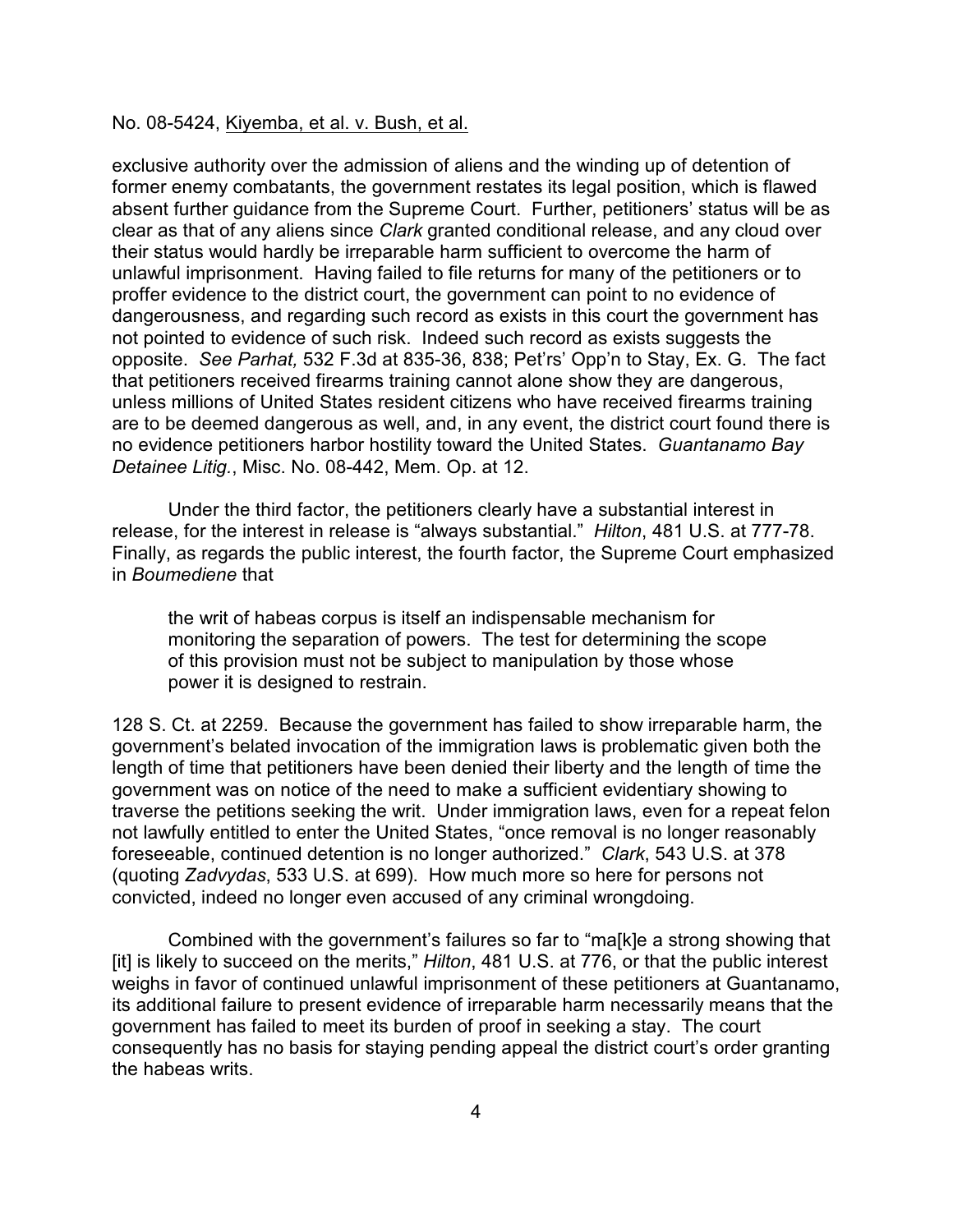exclusive authority over the admission of aliens and the winding up of detention of former enemy combatants, the government restates its legal position, which is flawed absent further guidance from the Supreme Court. Further, petitioners' status will be as clear as that of any aliens since *Clark* granted conditional release, and any cloud over their status would hardly be irreparable harm sufficient to overcome the harm of unlawful imprisonment. Having failed to file returns for many of the petitioners or to proffer evidence to the district court, the government can point to no evidence of dangerousness, and regarding such record as exists in this court the government has not pointed to evidence of such risk. Indeed such record as exists suggests the opposite. *See Parhat,* 532 F.3d at 835-36, 838; Pet'rs' Opp'n to Stay, Ex. G. The fact that petitioners received firearms training cannot alone show they are dangerous, unless millions of United States resident citizens who have received firearms training are to be deemed dangerous as well, and, in any event, the district court found there is no evidence petitioners harbor hostility toward the United States. *Guantanamo Bay Detainee Litig.*, Misc. No. 08-442, Mem. Op. at 12.

Under the third factor, the petitioners clearly have a substantial interest in release, for the interest in release is "always substantial." *Hilton*, 481 U.S. at 777-78. Finally, as regards the public interest, the fourth factor, the Supreme Court emphasized in *Boumediene* that

> the writ of habeas corpus is itself an indispensable mechanism for monitoring the separation of powers. The test for determining the scope of this provision must not be subject to manipulation by those whose power it is designed to restrain.

128 S. Ct. at 2259. Because the government has failed to show irreparable harm, the government's belated invocation of the immigration laws is problematic given both the length of time that petitioners have been denied their liberty and the length of time the government was on notice of the need to make a sufficient evidentiary showing to traverse the petitions seeking the writ. Under immigration laws, even for a repeat felon not lawfully entitled to enter the United States, "once removal is no longer reasonably foreseeable, continued detention is no longer authorized." *Clark*, 543 U.S. at 378 (quoting *Zadvydas*, 533 U.S. at 699). How much more so here for persons not convicted, indeed no longer even accused of any criminal wrongdoing.

Combined with the government's failures so far to "ma[k]e a strong showing that [it] is likely to succeed on the merits," *Hilton*, 481 U.S. at 776, or that the public interest weighs in favor of continued unlawful imprisonment of these petitioners at Guantanamo, its additional failure to present evidence of irreparable harm necessarily means that the government has failed to meet its burden of proof in seeking a stay. The court consequently has no basis for staying pending appeal the district court's order granting the habeas writs.